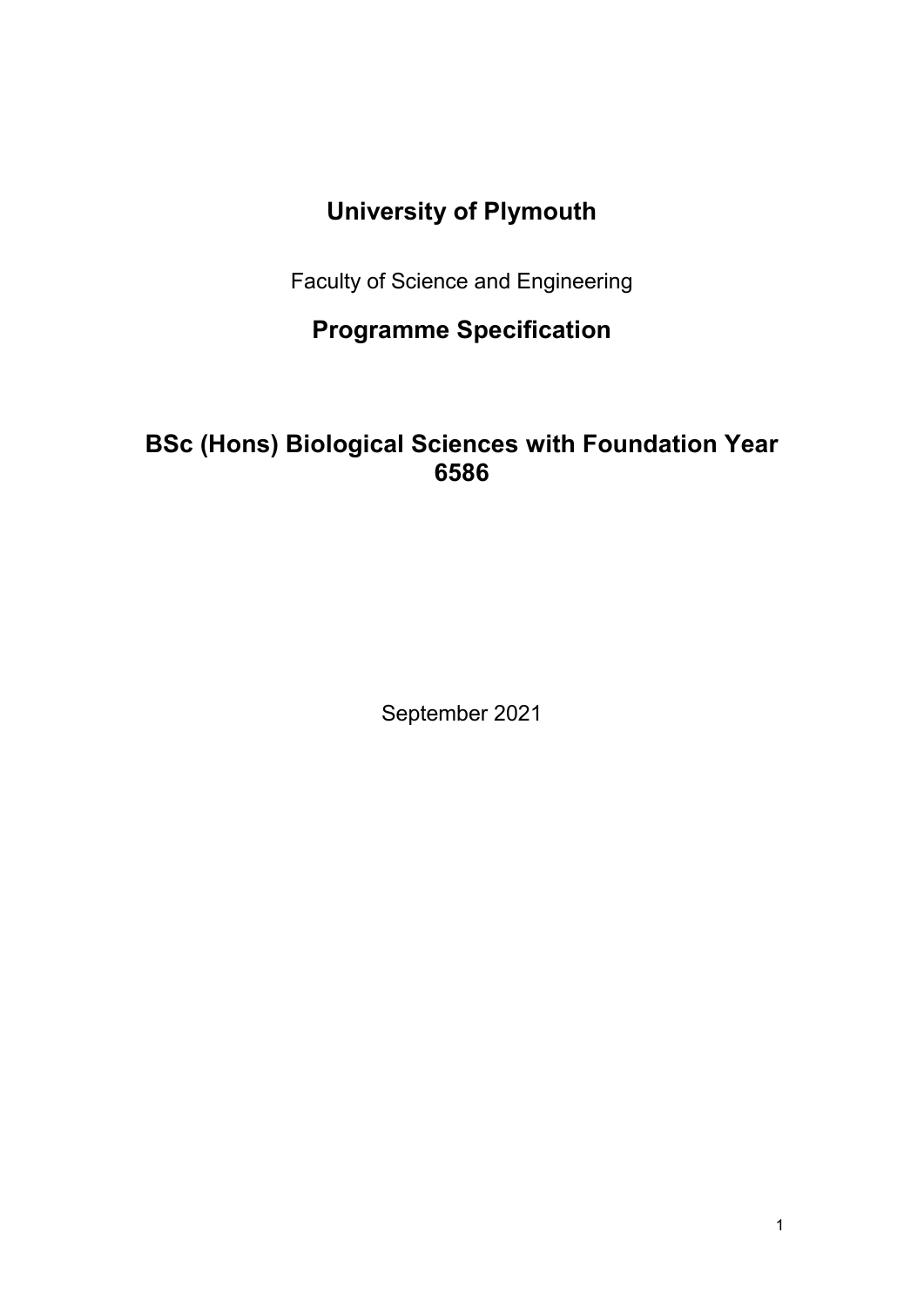# University of Plymouth

Faculty of Science and Engineering

## Programme Specification

## BSc (Hons) Biological Sciences with Foundation Year 6586

September 2021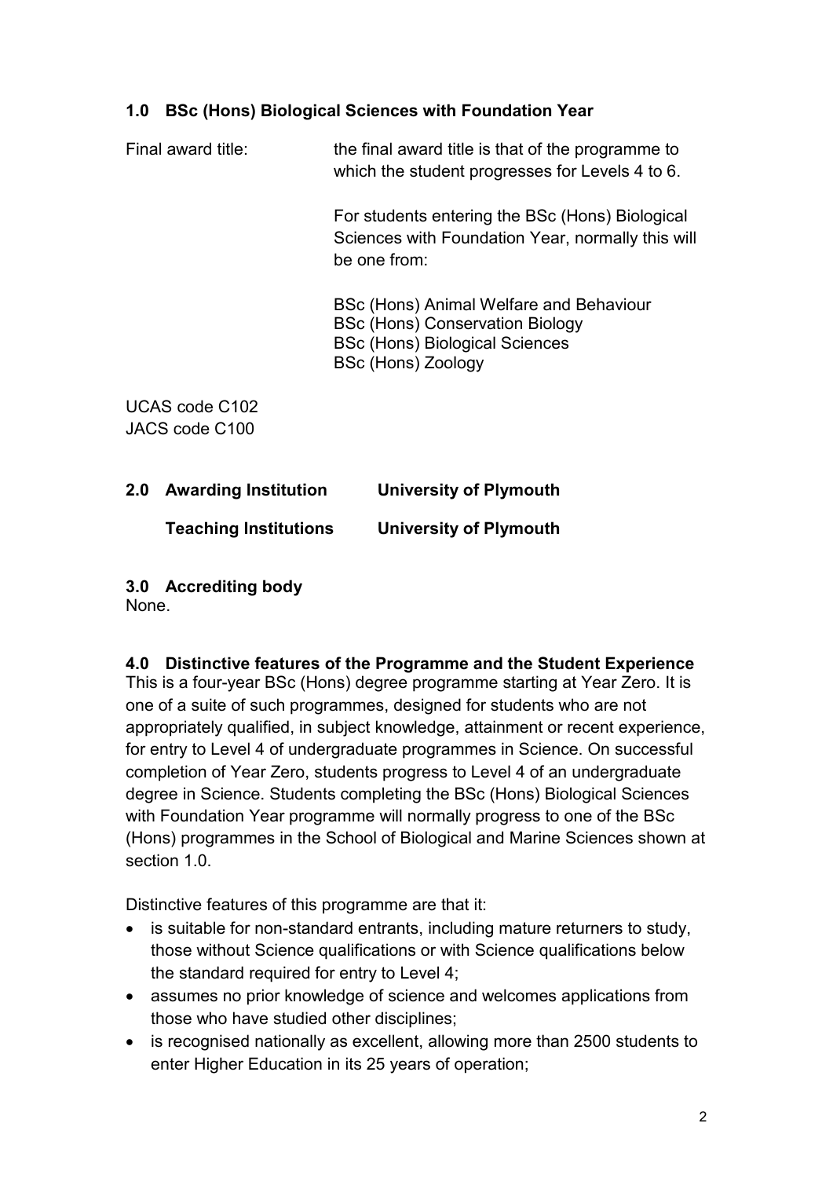## 1.0 BSc (Hons) Biological Sciences with Foundation Year

| | |
|---|---|
| Final award title: | the final award title is that of the programme to which the student progresses for Levels 4 to 6.<br><br>For students entering the BSc (Hons) Biological Sciences with Foundation Year, normally this will be one from:<br><br>BSc (Hons) Animal Welfare and Behaviour<br>BSc (Hons) Conservation Biology<br>BSc (Hons) Biological Sciences<br>BSc (Hons) Zoology |

UCAS code C102
JACS code C100

## 2.0 Awarding Institution — University of Plymouth

**Teaching Institutions — University of Plymouth**

## 3.0 Accrediting body

None.

## 4.0 Distinctive features of the Programme and the Student Experience

This is a four-year BSc (Hons) degree programme starting at Year Zero. It is one of a suite of such programmes, designed for students who are not appropriately qualified, in subject knowledge, attainment or recent experience, for entry to Level 4 of undergraduate programmes in Science. On successful completion of Year Zero, students progress to Level 4 of an undergraduate degree in Science. Students completing the BSc (Hons) Biological Sciences with Foundation Year programme will normally progress to one of the BSc (Hons) programmes in the School of Biological and Marine Sciences shown at section 1.0.

Distinctive features of this programme are that it:

- is suitable for non-standard entrants, including mature returners to study, those without Science qualifications or with Science qualifications below the standard required for entry to Level 4;
- assumes no prior knowledge of science and welcomes applications from those who have studied other disciplines;
- is recognised nationally as excellent, allowing more than 2500 students to enter Higher Education in its 25 years of operation;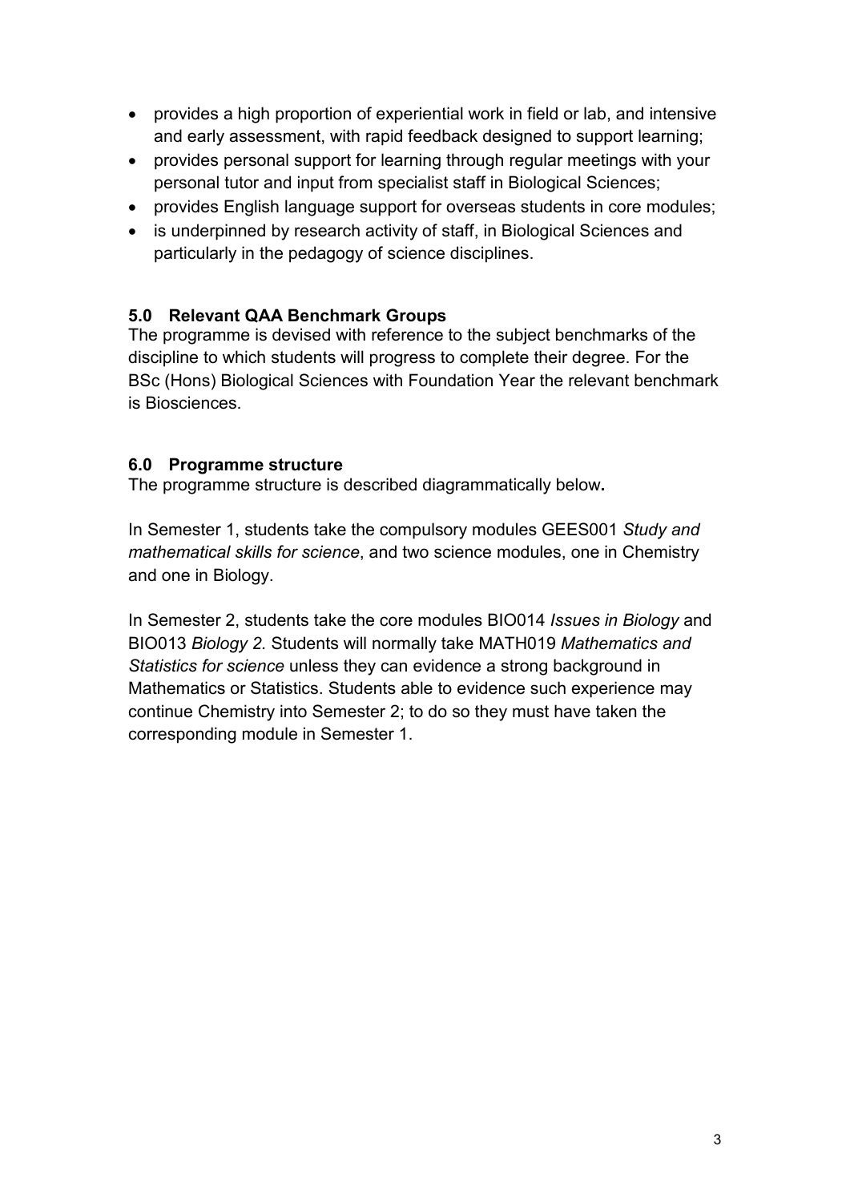- provides a high proportion of experiential work in field or lab, and intensive and early assessment, with rapid feedback designed to support learning;
- provides personal support for learning through regular meetings with your personal tutor and input from specialist staff in Biological Sciences;
- provides English language support for overseas students in core modules;
- is underpinned by research activity of staff, in Biological Sciences and particularly in the pedagogy of science disciplines.

## 5.0 Relevant QAA Benchmark Groups

The programme is devised with reference to the subject benchmarks of the discipline to which students will progress to complete their degree. For the BSc (Hons) Biological Sciences with Foundation Year the relevant benchmark is Biosciences.

## 6.0 Programme structure

The programme structure is described diagrammatically below**.**

In Semester 1, students take the compulsory modules GEES001 *Study and mathematical skills for science*, and two science modules, one in Chemistry and one in Biology.

In Semester 2, students take the core modules BIO014 *Issues in Biology* and BIO013 *Biology 2*. Students will normally take MATH019 *Mathematics and Statistics for science* unless they can evidence a strong background in Mathematics or Statistics. Students able to evidence such experience may continue Chemistry into Semester 2; to do so they must have taken the corresponding module in Semester 1.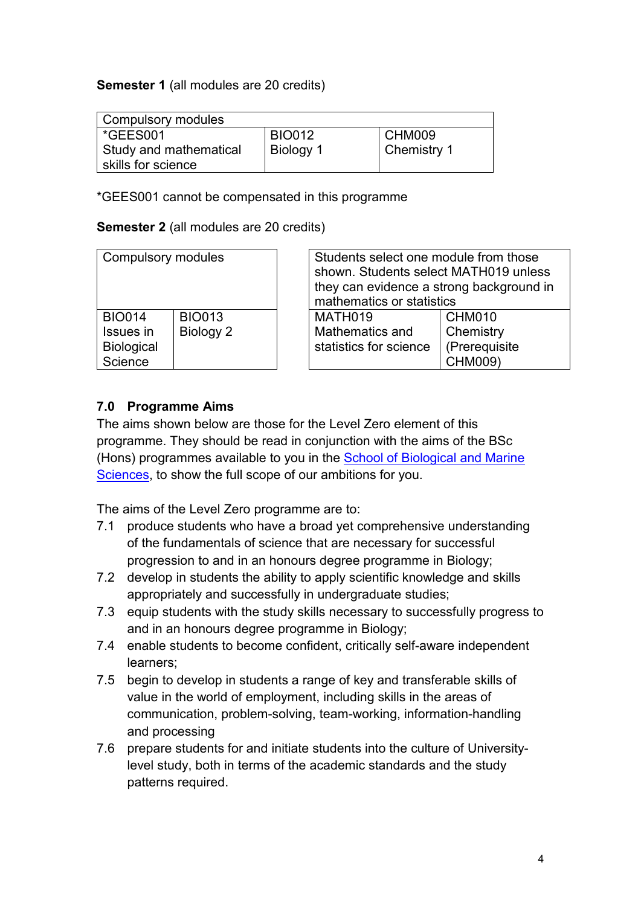**Semester 1** (all modules are 20 credits)

| Compulsory modules | | |
|---|---|---|
| *GEES001 Study and mathematical skills for science | BIO012 Biology 1 | CHM009 Chemistry 1 |

*GEES001 cannot be compensated in this programme

**Semester 2** (all modules are 20 credits)

| Compulsory modules | |
|---|---|
| BIO014 Issues in Biological Science | BIO013 Biology 2 |

| Students select one module from those shown. Students select MATH019 unless they can evidence a strong background in mathematics or statistics | |
|---|---|
| MATH019 Mathematics and statistics for science | CHM010 Chemistry (Prerequisite CHM009) |

### 7.0 Programme Aims

The aims shown below are those for the Level Zero element of this programme. They should be read in conjunction with the aims of the BSc (Hons) programmes available to you in the School of Biological and Marine Sciences, to show the full scope of our ambitions for you.

The aims of the Level Zero programme are to:

7.1 produce students who have a broad yet comprehensive understanding of the fundamentals of science that are necessary for successful progression to and in an honours degree programme in Biology;

7.2 develop in students the ability to apply scientific knowledge and skills appropriately and successfully in undergraduate studies;

7.3 equip students with the study skills necessary to successfully progress to and in an honours degree programme in Biology;

7.4 enable students to become confident, critically self-aware independent learners;

7.5 begin to develop in students a range of key and transferable skills of value in the world of employment, including skills in the areas of communication, problem-solving, team-working, information-handling and processing

7.6 prepare students for and initiate students into the culture of University-level study, both in terms of the academic standards and the study patterns required.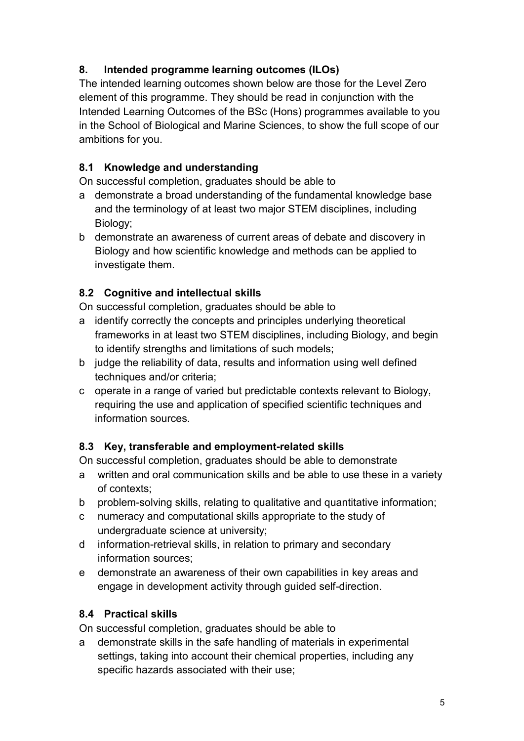## 8. Intended programme learning outcomes (ILOs)

The intended learning outcomes shown below are those for the Level Zero element of this programme. They should be read in conjunction with the Intended Learning Outcomes of the BSc (Hons) programmes available to you in the School of Biological and Marine Sciences, to show the full scope of our ambitions for you.

### 8.1 Knowledge and understanding

On successful completion, graduates should be able to

- a demonstrate a broad understanding of the fundamental knowledge base and the terminology of at least two major STEM disciplines, including Biology;
- b demonstrate an awareness of current areas of debate and discovery in Biology and how scientific knowledge and methods can be applied to investigate them.

### 8.2 Cognitive and intellectual skills

On successful completion, graduates should be able to

- a identify correctly the concepts and principles underlying theoretical frameworks in at least two STEM disciplines, including Biology, and begin to identify strengths and limitations of such models;
- b judge the reliability of data, results and information using well defined techniques and/or criteria;
- c operate in a range of varied but predictable contexts relevant to Biology, requiring the use and application of specified scientific techniques and information sources.

### 8.3 Key, transferable and employment-related skills

On successful completion, graduates should be able to demonstrate

- a written and oral communication skills and be able to use these in a variety of contexts;
- b problem-solving skills, relating to qualitative and quantitative information;
- c numeracy and computational skills appropriate to the study of undergraduate science at university;
- d information-retrieval skills, in relation to primary and secondary information sources;
- e demonstrate an awareness of their own capabilities in key areas and engage in development activity through guided self-direction.

### 8.4 Practical skills

On successful completion, graduates should be able to

- a demonstrate skills in the safe handling of materials in experimental settings, taking into account their chemical properties, including any specific hazards associated with their use;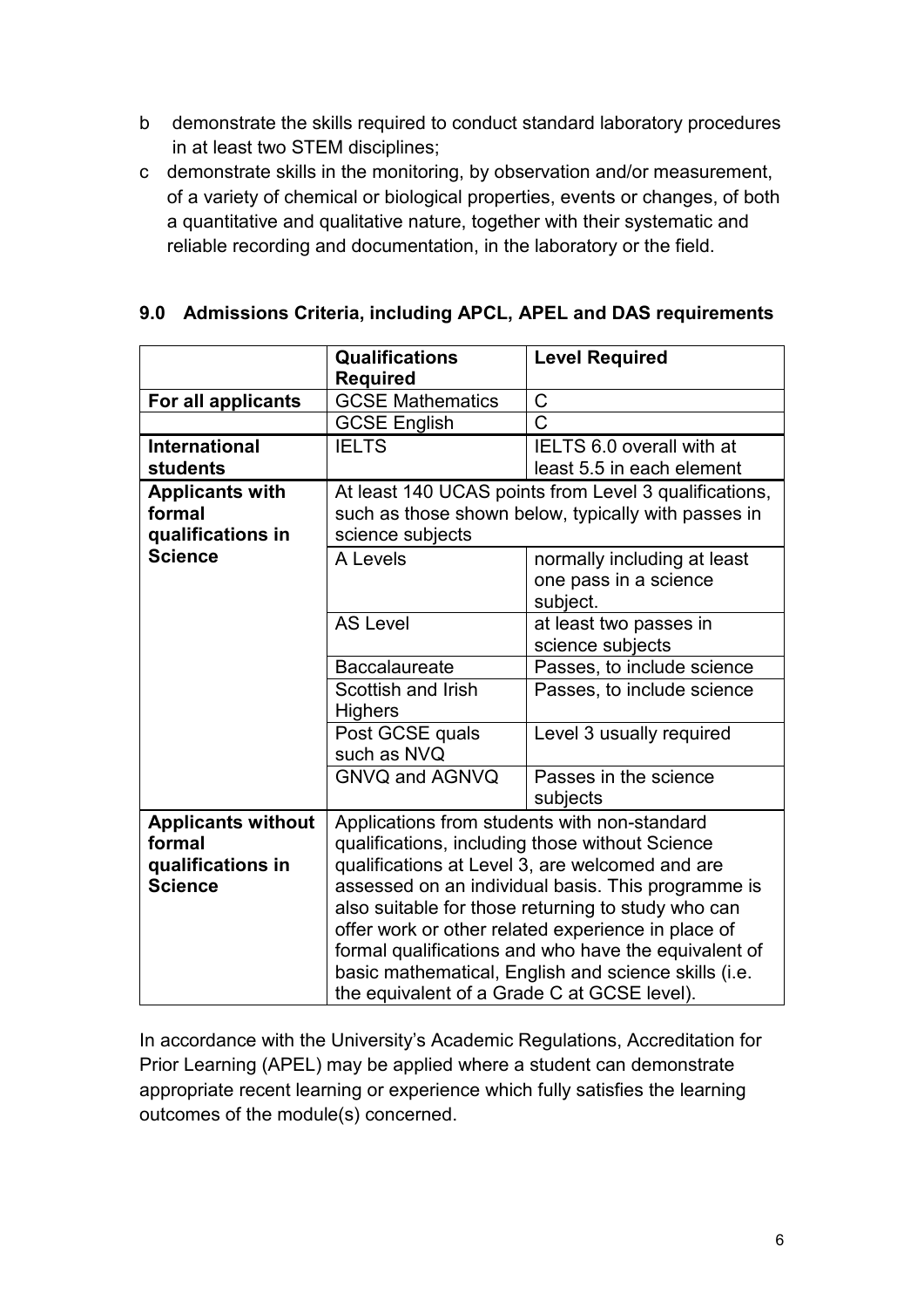b demonstrate the skills required to conduct standard laboratory procedures in at least two STEM disciplines;

c demonstrate skills in the monitoring, by observation and/or measurement, of a variety of chemical or biological properties, events or changes, of both a quantitative and qualitative nature, together with their systematic and reliable recording and documentation, in the laboratory or the field.

## 9.0 Admissions Criteria, including APCL, APEL and DAS requirements

| | **Qualifications Required** | **Level Required** |
|---|---|---|
| **For all applicants** | GCSE Mathematics | C |
| | GCSE English | C |
| **International students** | IELTS | IELTS 6.0 overall with at least 5.5 in each element |
| **Applicants with formal qualifications in Science** | At least 140 UCAS points from Level 3 qualifications, such as those shown below, typically with passes in science subjects | |
| | A Levels | normally including at least one pass in a science subject. |
| | AS Level | at least two passes in science subjects |
| | Baccalaureate | Passes, to include science |
| | Scottish and Irish Highers | Passes, to include science |
| | Post GCSE quals such as NVQ | Level 3 usually required |
| | GNVQ and AGNVQ | Passes in the science subjects |
| **Applicants without formal qualifications in Science** | Applications from students with non-standard qualifications, including those without Science qualifications at Level 3, are welcomed and are assessed on an individual basis. This programme is also suitable for those returning to study who can offer work or other related experience in place of formal qualifications and who have the equivalent of basic mathematical, English and science skills (i.e. the equivalent of a Grade C at GCSE level). | |

In accordance with the University's Academic Regulations, Accreditation for Prior Learning (APEL) may be applied where a student can demonstrate appropriate recent learning or experience which fully satisfies the learning outcomes of the module(s) concerned.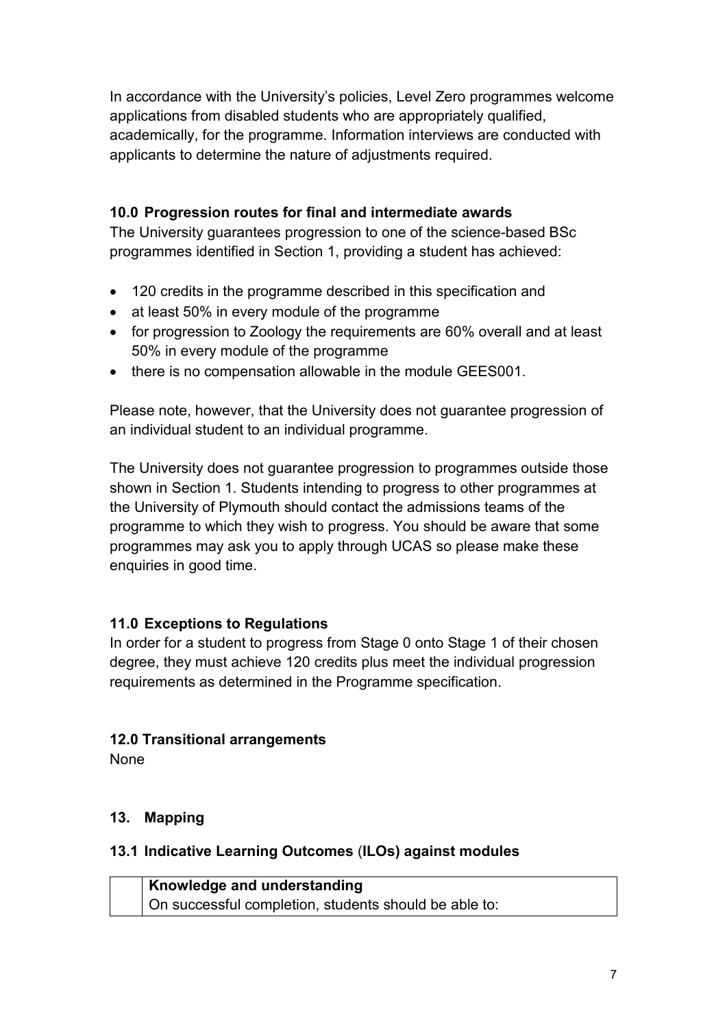In accordance with the University's policies, Level Zero programmes welcome applications from disabled students who are appropriately qualified, academically, for the programme. Information interviews are conducted with applicants to determine the nature of adjustments required.

### 10.0 Progression routes for final and intermediate awards

The University guarantees progression to one of the science-based BSc programmes identified in Section 1, providing a student has achieved:

- 120 credits in the programme described in this specification and
- at least 50% in every module of the programme
- for progression to Zoology the requirements are 60% overall and at least 50% in every module of the programme
- there is no compensation allowable in the module GEES001.

Please note, however, that the University does not guarantee progression of an individual student to an individual programme.

The University does not guarantee progression to programmes outside those shown in Section 1. Students intending to progress to other programmes at the University of Plymouth should contact the admissions teams of the programme to which they wish to progress. You should be aware that some programmes may ask you to apply through UCAS so please make these enquiries in good time.

### 11.0 Exceptions to Regulations

In order for a student to progress from Stage 0 onto Stage 1 of their chosen degree, they must achieve 120 credits plus meet the individual progression requirements as determined in the Programme specification.

### 12.0 Transitional arrangements

None

### 13. Mapping

### 13.1 Indicative Learning Outcomes (ILOs) against modules

| | **Knowledge and understanding**<br>On successful completion, students should be able to: |
|---|---|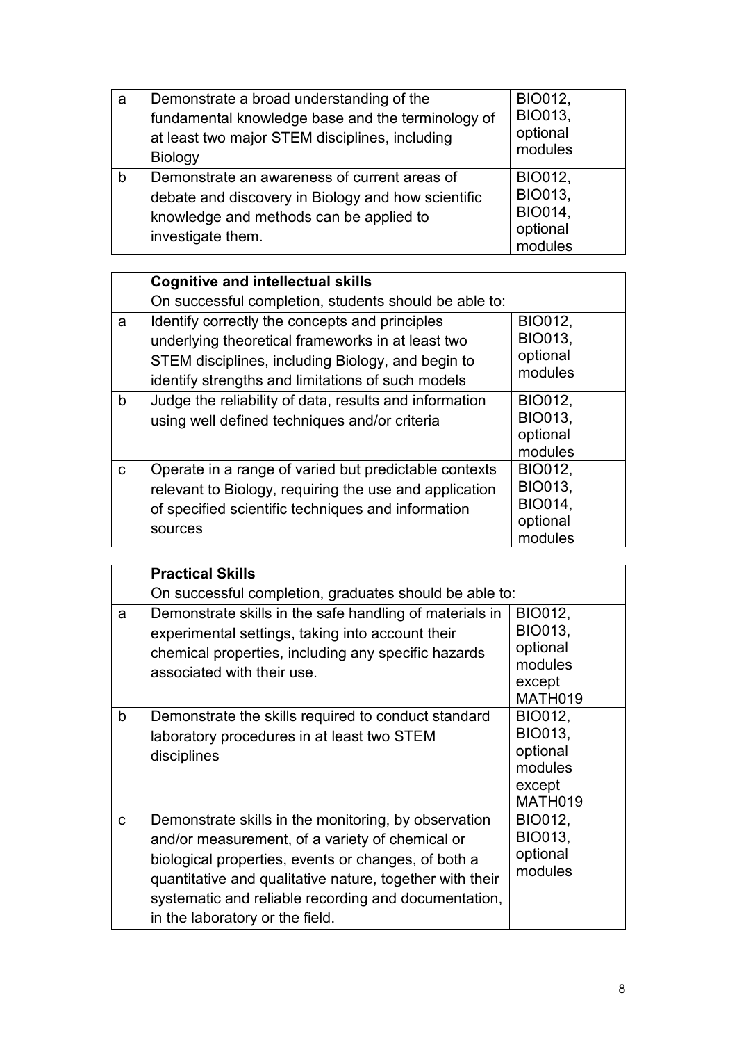| | | |
|---|---|---|
| a | Demonstrate a broad understanding of the fundamental knowledge base and the terminology of at least two major STEM disciplines, including Biology | BIO012, BIO013, optional modules |
| b | Demonstrate an awareness of current areas of debate and discovery in Biology and how scientific knowledge and methods can be applied to investigate them. | BIO012, BIO013, BIO014, optional modules |

| | **Cognitive and intellectual skills**<br>On successful completion, students should be able to: | |
|---|---|---|
| a | Identify correctly the concepts and principles underlying theoretical frameworks in at least two STEM disciplines, including Biology, and begin to identify strengths and limitations of such models | BIO012, BIO013, optional modules |
| b | Judge the reliability of data, results and information using well defined techniques and/or criteria | BIO012, BIO013, optional modules |
| c | Operate in a range of varied but predictable contexts relevant to Biology, requiring the use and application of specified scientific techniques and information sources | BIO012, BIO013, BIO014, optional modules |

| | **Practical Skills**<br>On successful completion, graduates should be able to: | |
|---|---|---|
| a | Demonstrate skills in the safe handling of materials in experimental settings, taking into account their chemical properties, including any specific hazards associated with their use. | BIO012, BIO013, optional modules except MATH019 |
| b | Demonstrate the skills required to conduct standard laboratory procedures in at least two STEM disciplines | BIO012, BIO013, optional modules except MATH019 |
| c | Demonstrate skills in the monitoring, by observation and/or measurement, of a variety of chemical or biological properties, events or changes, of both a quantitative and qualitative nature, together with their systematic and reliable recording and documentation, in the laboratory or the field. | BIO012, BIO013, optional modules |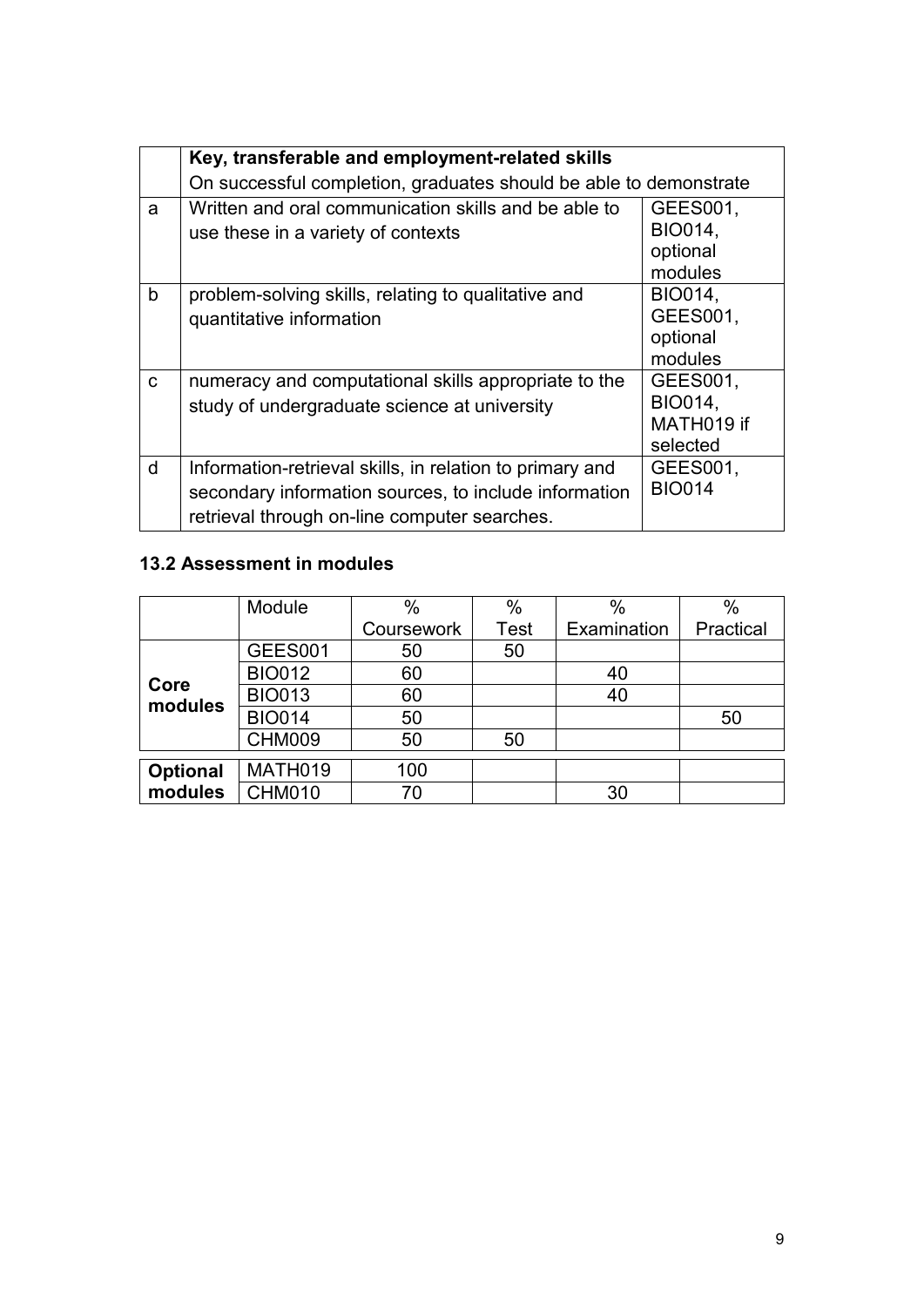| | Key, transferable and employment-related skills<br>On successful completion, graduates should be able to demonstrate | |
|---|---|---|
| a | Written and oral communication skills and be able to use these in a variety of contexts | GEES001, BIO014, optional modules |
| b | problem-solving skills, relating to qualitative and quantitative information | BIO014, GEES001, optional modules |
| c | numeracy and computational skills appropriate to the study of undergraduate science at university | GEES001, BIO014, MATH019 if selected |
| d | Information-retrieval skills, in relation to primary and secondary information sources, to include information retrieval through on-line computer searches. | GEES001, BIO014 |

### 13.2 Assessment in modules

| | Module | % Coursework | % Test | % Examination | % Practical |
|---|---|---|---|---|---|
| **Core modules** | GEES001 | 50 | 50 | | |
| | BIO012 | 60 | | 40 | |
| | BIO013 | 60 | | 40 | |
| | BIO014 | 50 | | | 50 |
| | CHM009 | 50 | 50 | | |
| **Optional modules** | MATH019 | 100 | | | |
| | CHM010 | 70 | | 30 | |